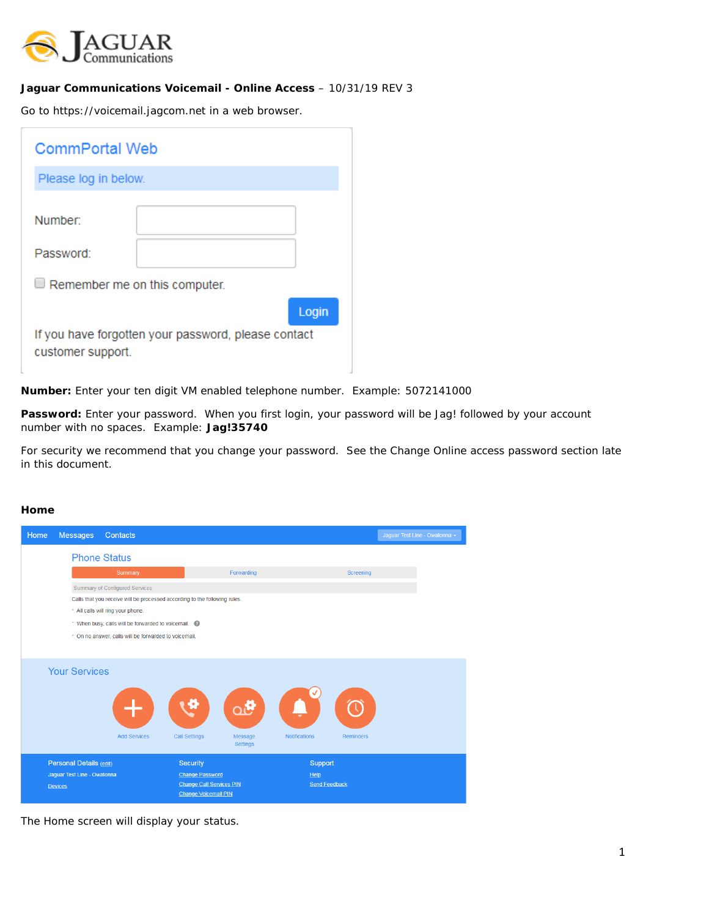**Jaguar Communications Voicemail - Online Access** – 10/31/19 REV 3

Go to https://voicemail.jagcom.net in a web browser.

**Number:** Enter your ten digit VM enabled telephone number. Example: 5072141000

**Password:** Enter your password. When you first login, your password will be Jag! followed by your account number with no spaces. Example: **Jag!35740**

For security we recommend that you change your password. See the Change Online access password section late in this document.

**Home**

The Home screen will display your status.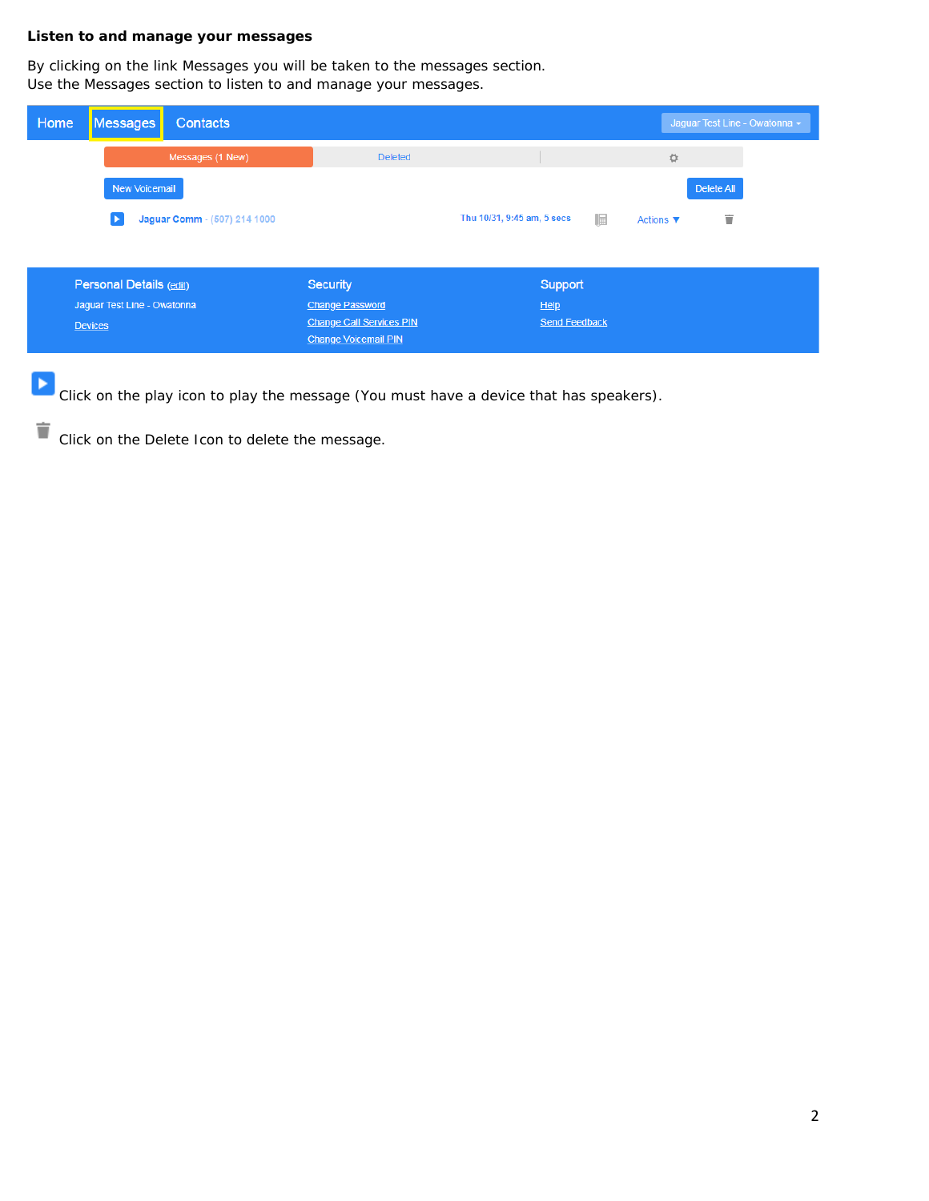**Listen to and manage your messages**

By clicking on the link Messages you will be taken to the messages section.
Use the Messages section to listen to and manage your messages.

Home | Messages | Contacts | Jaguar Test Line - Owatonna

Messages (1 New) | Deleted

New Voicemail | Delete All

Jaguar Comm - (507) 214 1000 | Thu 10/31, 9:45 am, 5 secs | Actions

| Personal Details (edit) | Security | Support |
|---|---|---|
| Jaguar Test Line - Owatonna | Change Password | Help |
| Devices | Change Call Services PIN | Send Feedback |
| | Change Voicemail PIN | |

Click on the play icon to play the message (You must have a device that has speakers).

Click on the Delete Icon to delete the message.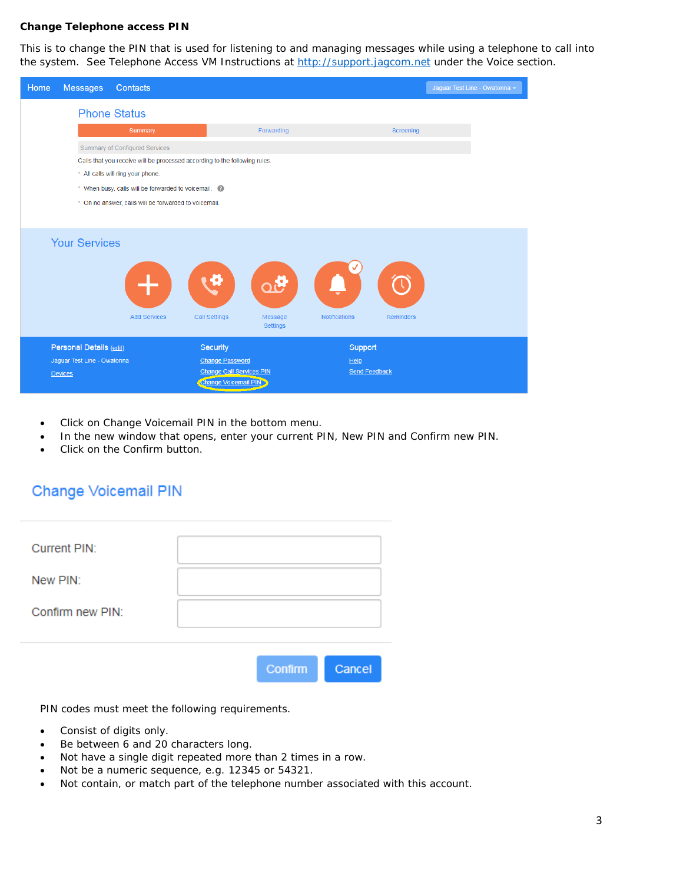**Change Telephone access PIN**

This is to change the PIN that is used for listening to and managing messages while using a telephone to call into the system. See Telephone Access VM Instructions at http://support.jagcom.net under the Voice section.

- Click on Change Voicemail PIN in the bottom menu.
- In the new window that opens, enter your current PIN, New PIN and Confirm new PIN.
- Click on the Confirm button.

PIN codes must meet the following requirements.

- Consist of digits only.
- Be between 6 and 20 characters long.
- Not have a single digit repeated more than 2 times in a row.
- Not be a numeric sequence, e.g. 12345 or 54321.
- Not contain, or match part of the telephone number associated with this account.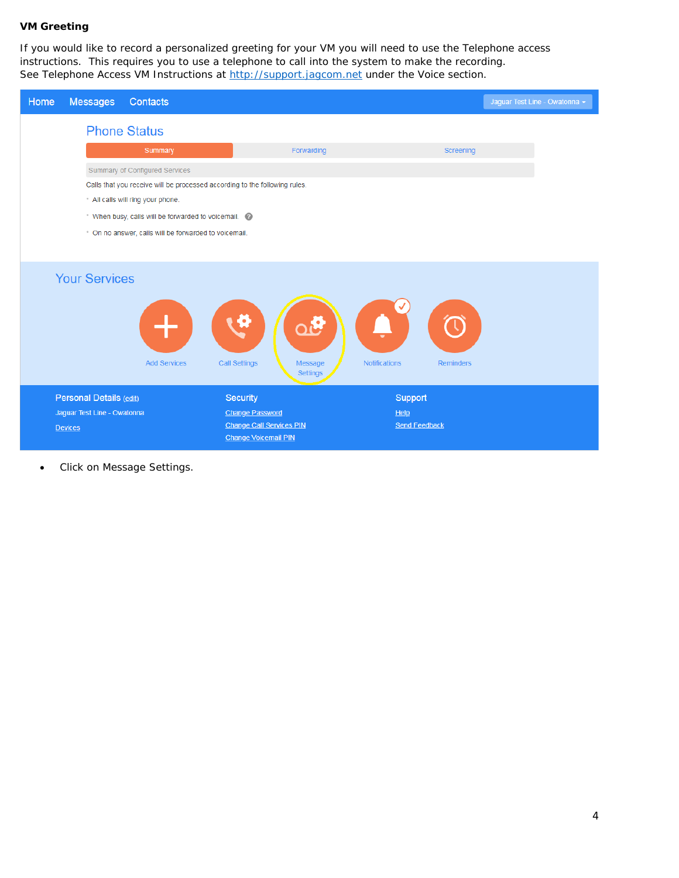**VM Greeting**

If you would like to record a personalized greeting for your VM you will need to use the Telephone access instructions. This requires you to use a telephone to call into the system to make the recording. See Telephone Access VM Instructions at http://support.jagcom.net under the Voice section.

- Click on Message Settings.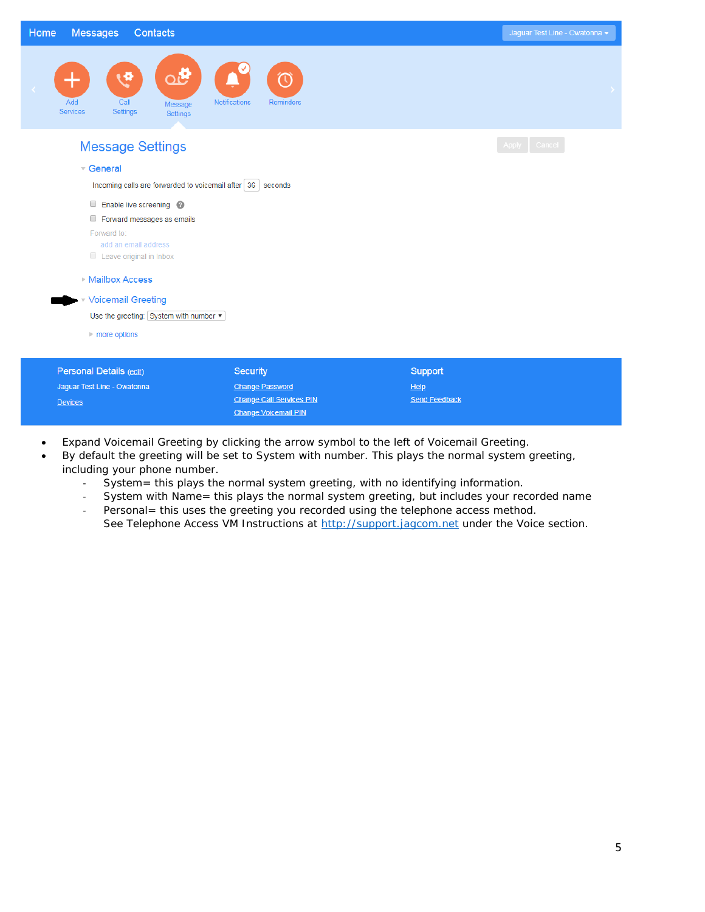Home Messages Contacts

Jaguar Test Line - Owatonna

Add Services | Call Settings | Message Settings | Notifications | Reminders

## Message Settings

Apply Cancel

**General**

Incoming calls are forwarded to voicemail after 36 seconds

- Enable live screening
- Forward messages as emails

Forward to:

add an email address

- Leave original in inbox

**Mailbox Access**

**Voicemail Greeting**

Use the greeting: System with number

more options

**Personal Details** (edit)

Jaguar Test Line - Owatonna

Devices

**Security**

Change Password

Change Call Services PIN

Change Voicemail PIN

**Support**

Help

Send Feedback

- Expand Voicemail Greeting by clicking the arrow symbol to the left of Voicemail Greeting.
- By default the greeting will be set to System with number. This plays the normal system greeting, including your phone number.
  - System= this plays the normal system greeting, with no identifying information.
  - System with Name= this plays the normal system greeting, but includes your recorded name
  - Personal= this uses the greeting you recorded using the telephone access method. See Telephone Access VM Instructions at http://support.jagcom.net under the Voice section.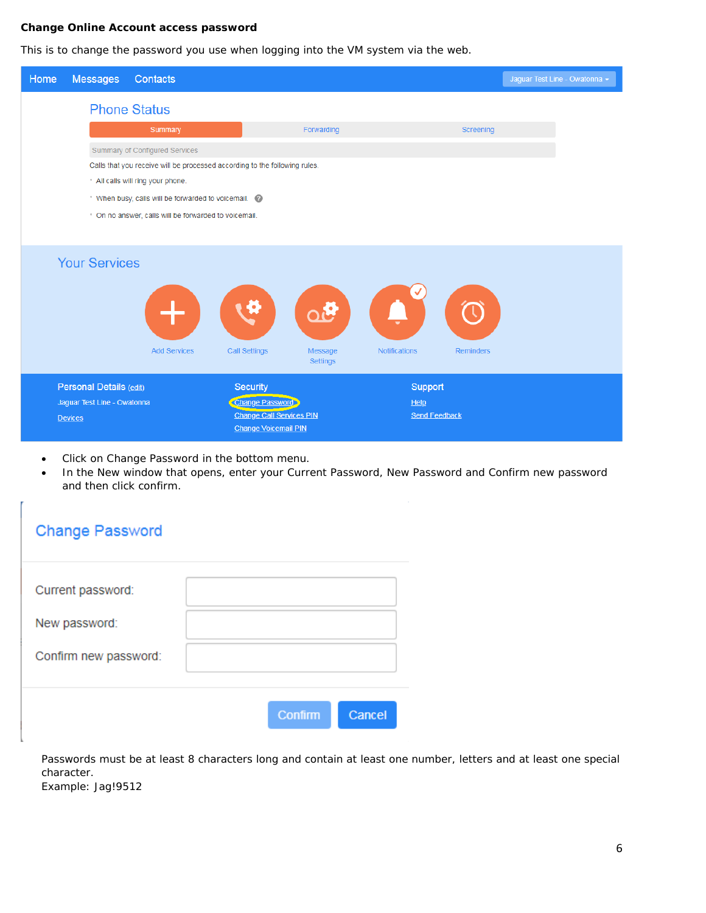**Change Online Account access password**

This is to change the password you use when logging into the VM system via the web.

- Click on Change Password in the bottom menu.
- In the New window that opens, enter your Current Password, New Password and Confirm new password and then click confirm.

Passwords must be at least 8 characters long and contain at least one number, letters and at least one special character.
Example: Jag!9512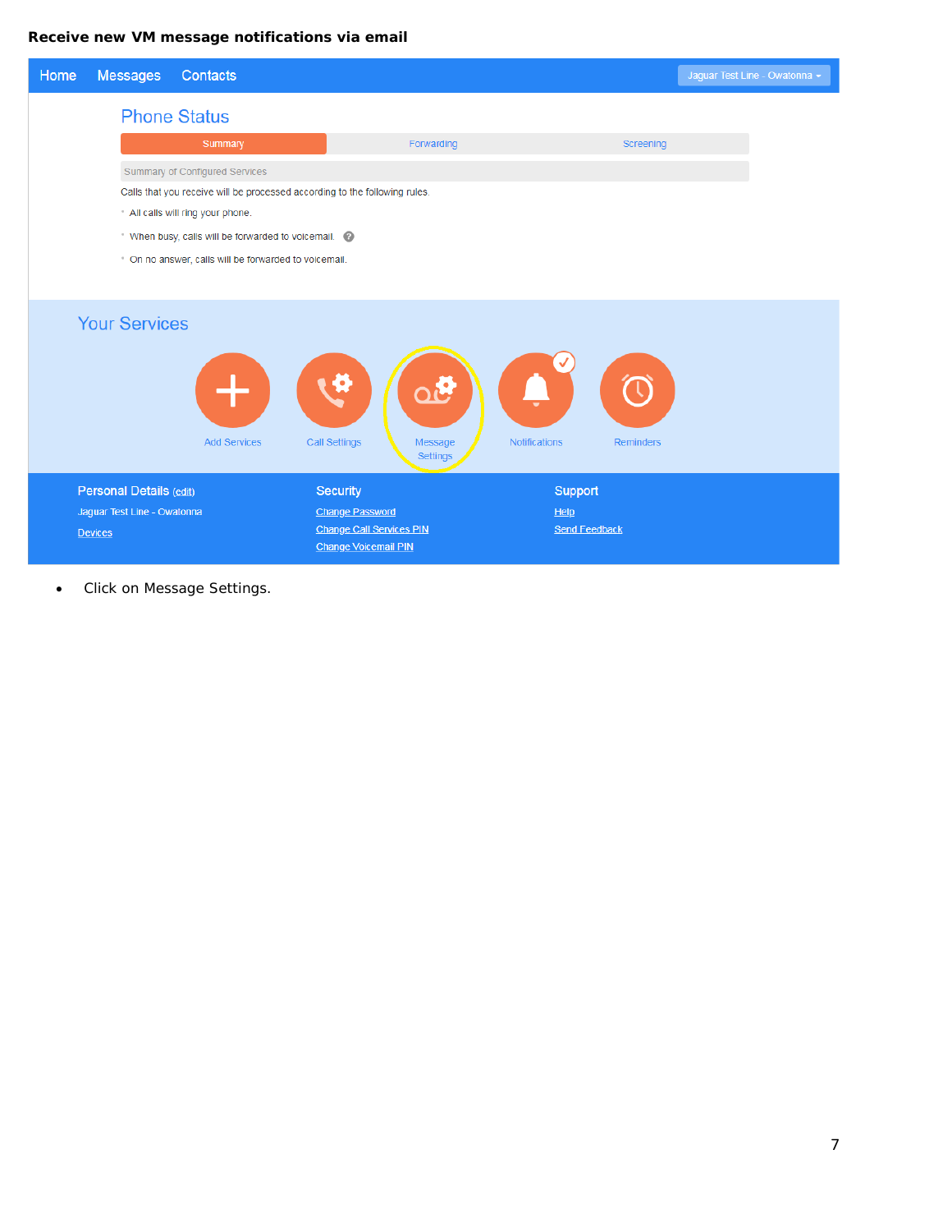**Receive new VM message notifications via email**

- Click on Message Settings.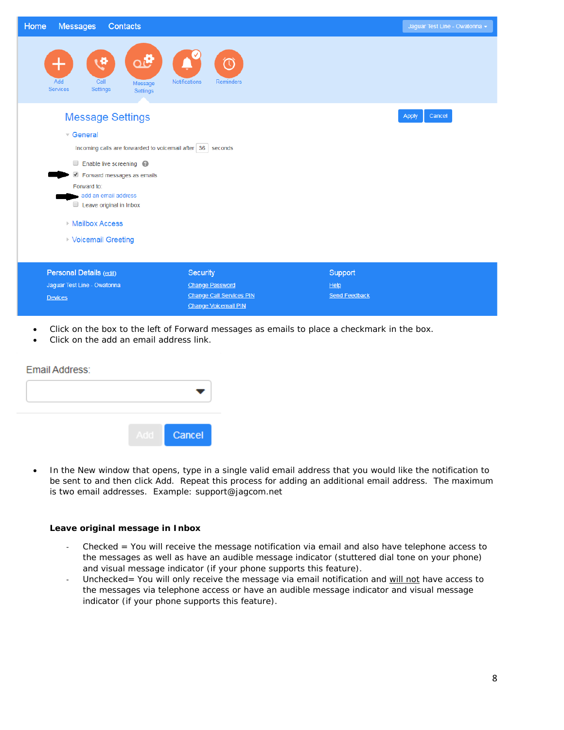- Click on the box to the left of Forward messages as emails to place a checkmark in the box.
- Click on the add an email address link.

- In the New window that opens, type in a single valid email address that you would like the notification to be sent to and then click Add. Repeat this process for adding an additional email address. The maximum is two email addresses. Example: support@jagcom.net

**Leave original message in Inbox**

- Checked = You will receive the message notification via email and also have telephone access to the messages as well as have an audible message indicator (stuttered dial tone on your phone) and visual message indicator (if your phone supports this feature).
- Unchecked= You will only receive the message via email notification and <u>will not</u> have access to the messages via telephone access or have an audible message indicator and visual message indicator (if your phone supports this feature).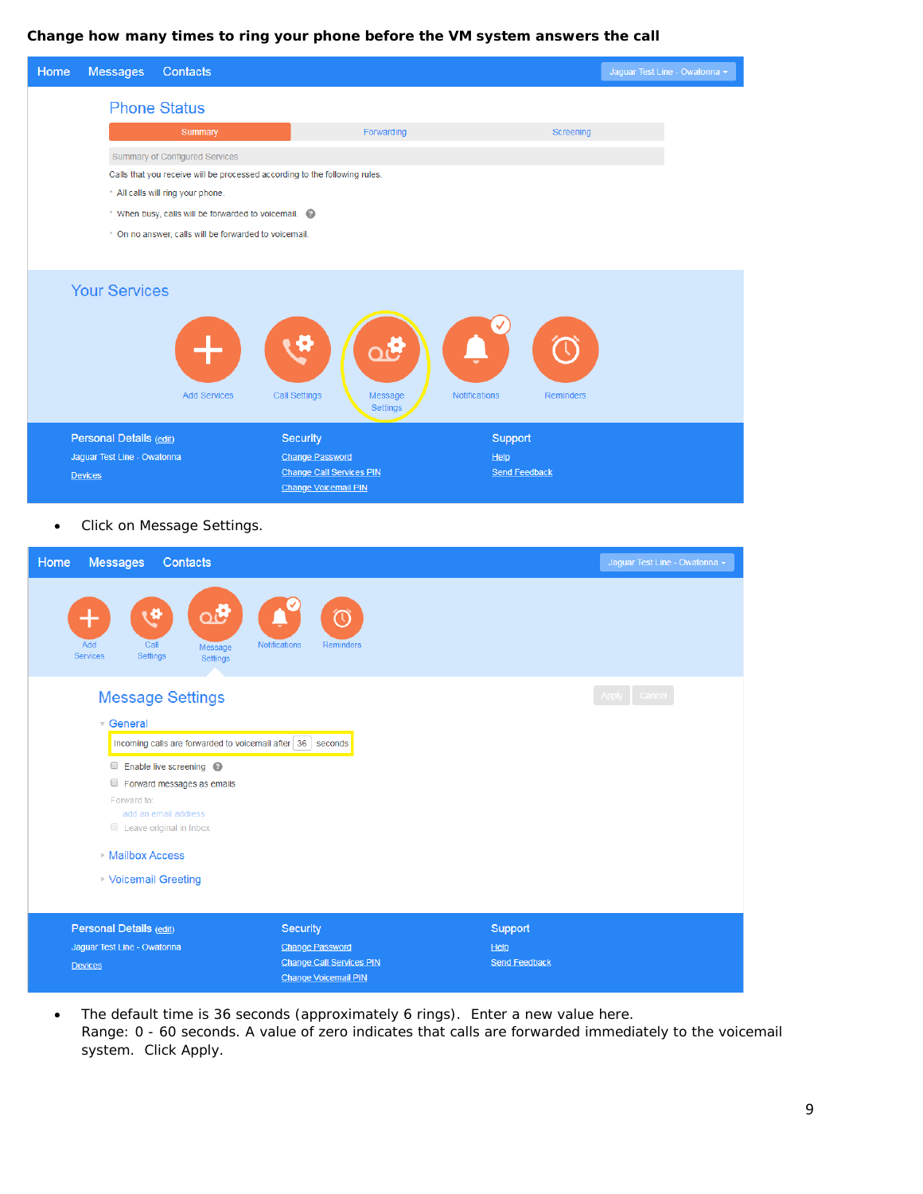**Change how many times to ring your phone before the VM system answers the call**

- Click on Message Settings.

- The default time is 36 seconds (approximately 6 rings). Enter a new value here. Range: 0 - 60 seconds. A value of zero indicates that calls are forwarded immediately to the voicemail system. Click Apply.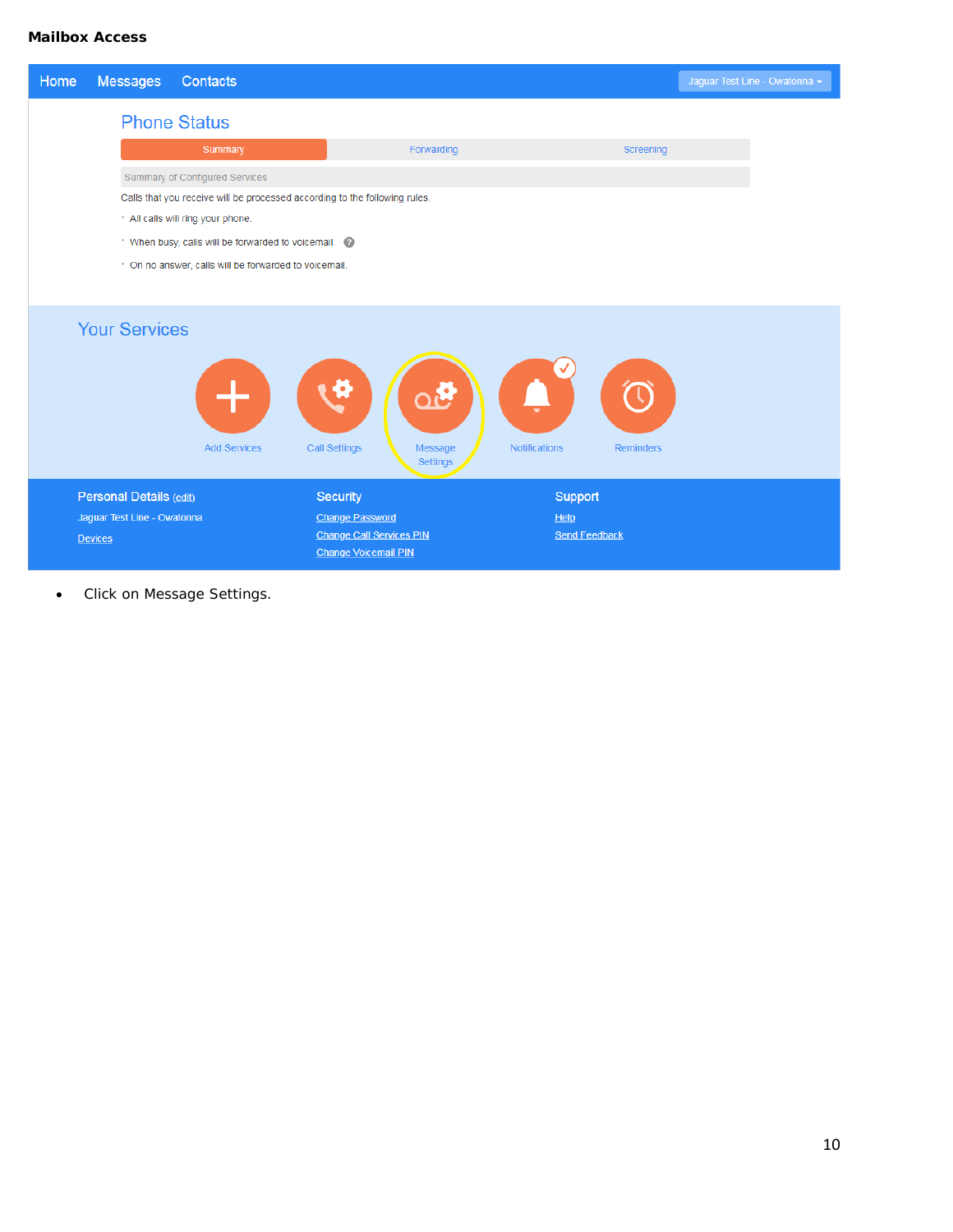**Mailbox Access**

Home Messages Contacts Jaguar Test Line - Owatonna

Phone Status

Summary | Forwarding | Screening

Summary of Configured Services

Calls that you receive will be processed according to the following rules.

- All calls will ring your phone.
- When busy, calls will be forwarded to voicemail.
- On no answer, calls will be forwarded to voicemail.

Your Services

Add Services | Call Settings | Message Settings | Notifications | Reminders

Personal Details (edit)
Jaguar Test Line - Owatonna
Devices

Security
Change Password
Change Call Services PIN
Change Voicemail PIN

Support
Help
Send Feedback

- Click on Message Settings.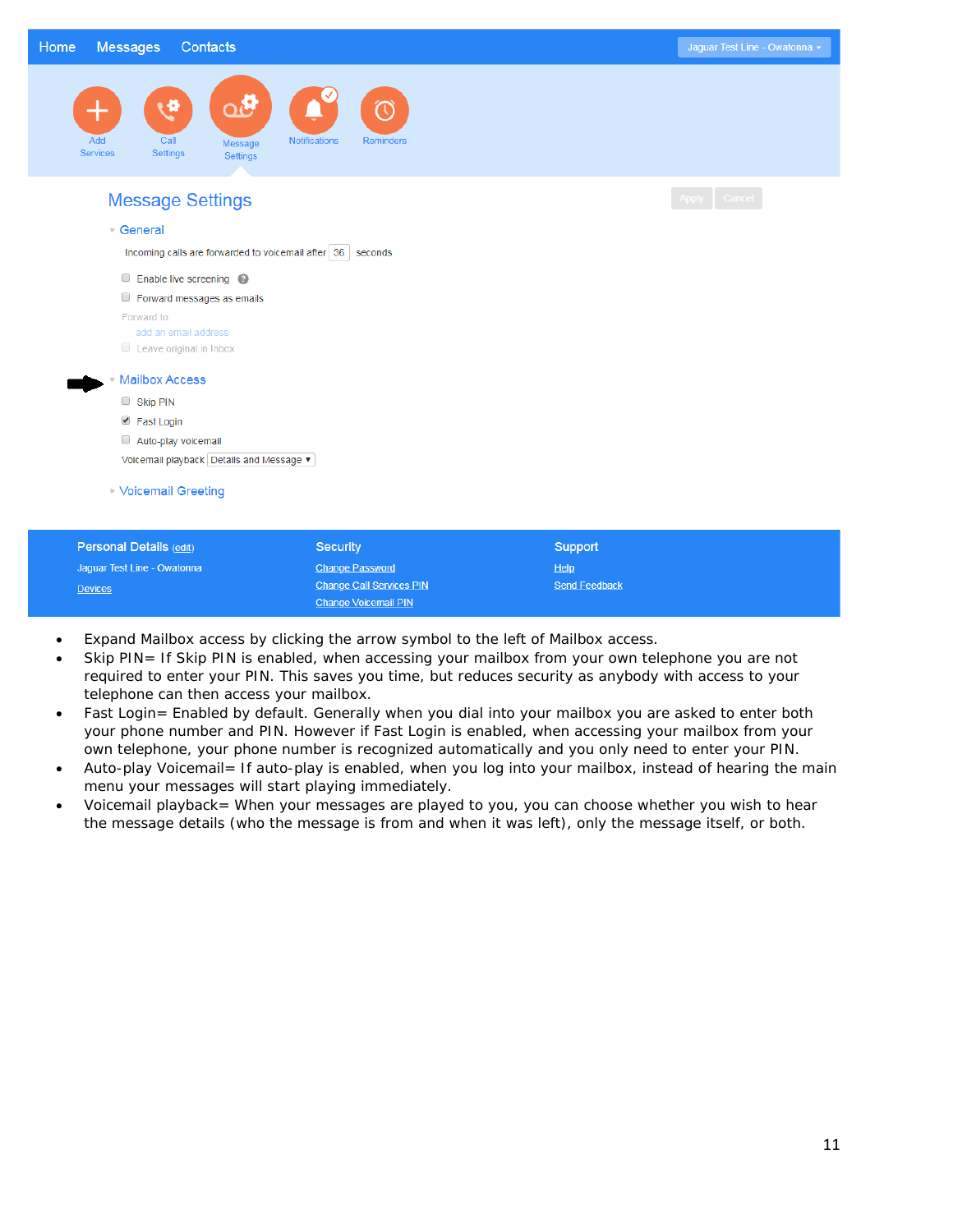Home Messages Contacts Jaguar Test Line - Owatonna

Add Services | Call Settings | Message Settings | Notifications | Reminders

## Message Settings

Apply Cancel

**General**

Incoming calls are forwarded to voicemail after 36 seconds

- [ ] Enable live screening
- [ ] Forward messages as emails

Forward to

add an email address

- [ ] Leave original in Inbox

**Mailbox Access**

- [ ] Skip PIN
- [x] Fast Login
- [ ] Auto-play voicemail

Voicemail playback Details and Message

**Voicemail Greeting**

**Personal Details** (edit)

Jaguar Test Line - Owatonna

Devices

**Security**

Change Password

Change Call Services PIN

Change Voicemail PIN

**Support**

Help

Send Feedback

- Expand Mailbox access by clicking the arrow symbol to the left of Mailbox access.
- Skip PIN= If Skip PIN is enabled, when accessing your mailbox from your own telephone you are not required to enter your PIN. This saves you time, but reduces security as anybody with access to your telephone can then access your mailbox.
- Fast Login= Enabled by default. Generally when you dial into your mailbox you are asked to enter both your phone number and PIN. However if Fast Login is enabled, when accessing your mailbox from your own telephone, your phone number is recognized automatically and you only need to enter your PIN.
- Auto-play Voicemail= If auto-play is enabled, when you log into your mailbox, instead of hearing the main menu your messages will start playing immediately.
- Voicemail playback= When your messages are played to you, you can choose whether you wish to hear the message details (who the message is from and when it was left), only the message itself, or both.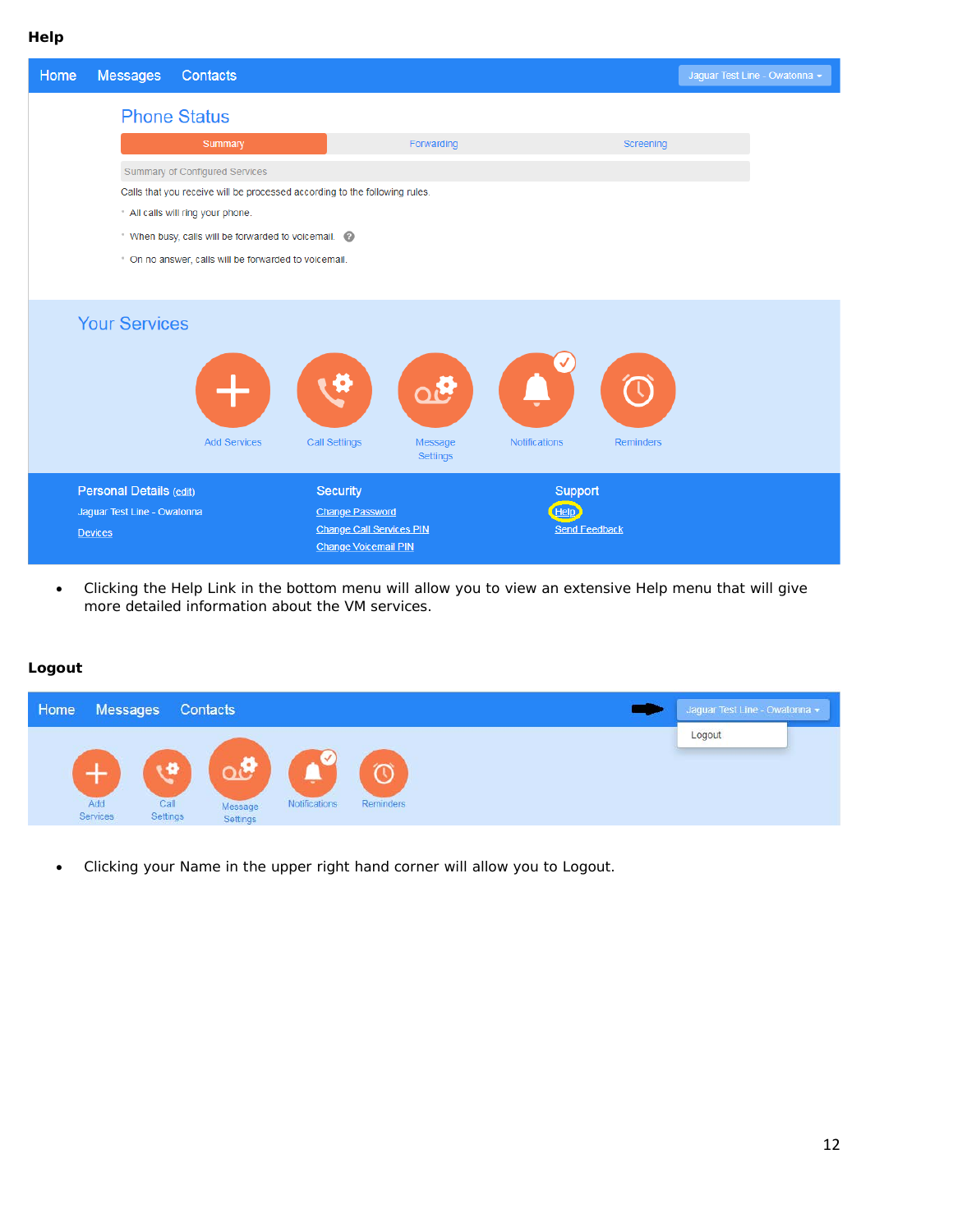**Help**

- Clicking the Help Link in the bottom menu will allow you to view an extensive Help menu that will give more detailed information about the VM services.

**Logout**

- Clicking your Name in the upper right hand corner will allow you to Logout.